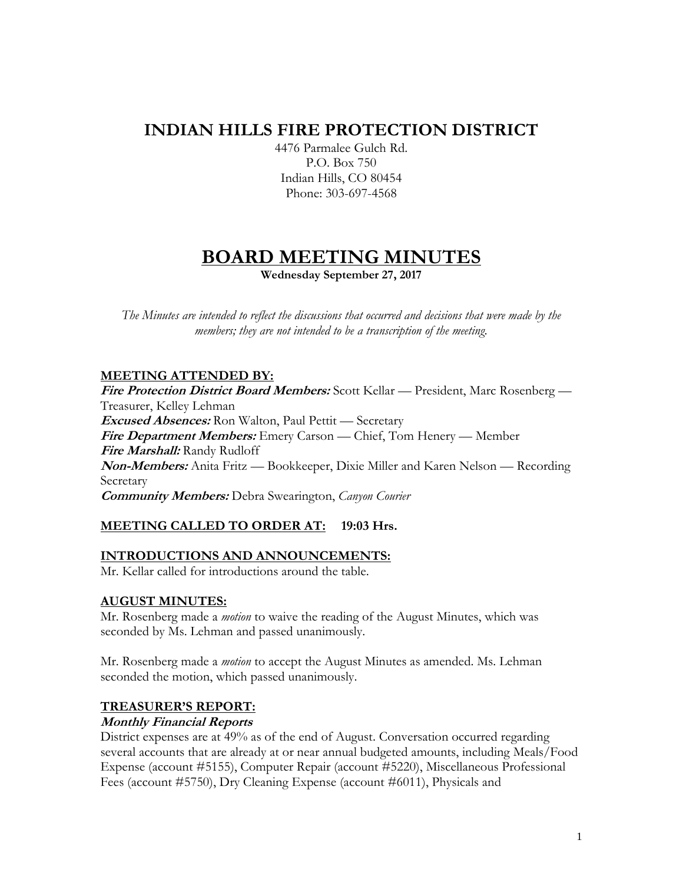# INDIAN HILLS FIRE PROTECTION DISTRICT

4476 Parmalee Gulch Rd.
P.O. Box 750
Indian Hills, CO 80454
Phone: 303-697-4568

# BOARD MEETING MINUTES

**Wednesday September 27, 2017**

*The Minutes are intended to reflect the discussions that occurred and decisions that were made by the members; they are not intended to be a transcription of the meeting.*

## MEETING ATTENDED BY:

***Fire Protection District Board Members:*** Scott Kellar — President, Marc Rosenberg — Treasurer, Kelley Lehman
***Excused Absences:*** Ron Walton, Paul Pettit — Secretary
***Fire Department Members:*** Emery Carson — Chief, Tom Henery — Member
***Fire Marshall:*** Randy Rudloff
***Non-Members:*** Anita Fritz — Bookkeeper, Dixie Miller and Karen Nelson — Recording Secretary
***Community Members:*** Debra Swearington, *Canyon Courier*

## MEETING CALLED TO ORDER AT: 19:03 Hrs.

## INTRODUCTIONS AND ANNOUNCEMENTS:

Mr. Kellar called for introductions around the table.

## AUGUST MINUTES:

Mr. Rosenberg made a *motion* to waive the reading of the August Minutes, which was seconded by Ms. Lehman and passed unanimously.

Mr. Rosenberg made a *motion* to accept the August Minutes as amended. Ms. Lehman seconded the motion, which passed unanimously.

## TREASURER'S REPORT:

### *Monthly Financial Reports*

District expenses are at 49% as of the end of August. Conversation occurred regarding several accounts that are already at or near annual budgeted amounts, including Meals/Food Expense (account #5155), Computer Repair (account #5220), Miscellaneous Professional Fees (account #5750), Dry Cleaning Expense (account #6011), Physicals and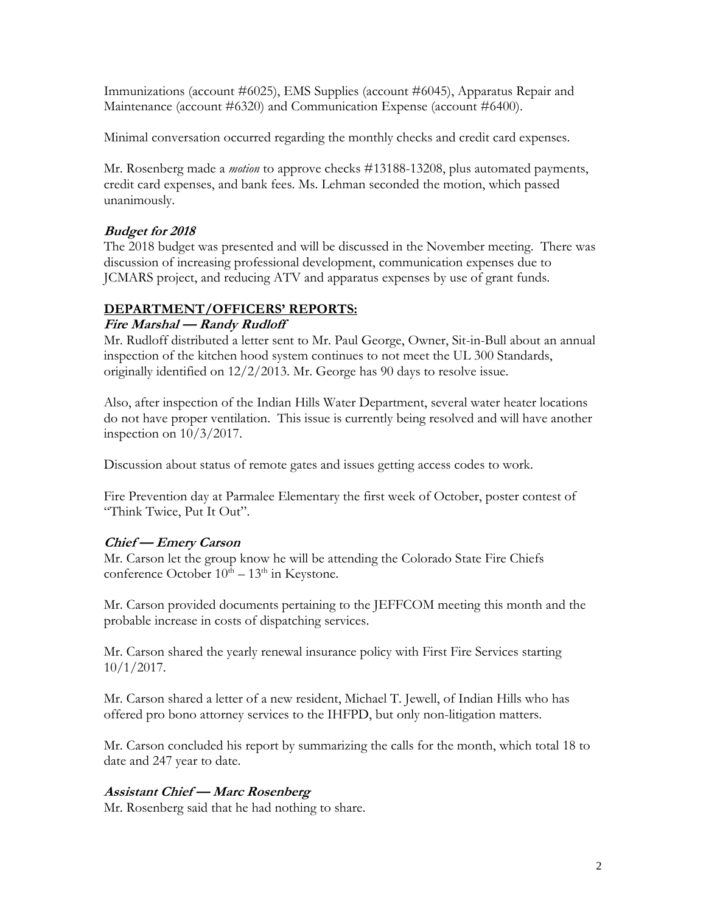Immunizations (account #6025), EMS Supplies (account #6045), Apparatus Repair and Maintenance (account #6320) and Communication Expense (account #6400).

Minimal conversation occurred regarding the monthly checks and credit card expenses.

Mr. Rosenberg made a *motion* to approve checks #13188-13208, plus automated payments, credit card expenses, and bank fees. Ms. Lehman seconded the motion, which passed unanimously.

***Budget for 2018***

The 2018 budget was presented and will be discussed in the November meeting. There was discussion of increasing professional development, communication expenses due to JCMARS project, and reducing ATV and apparatus expenses by use of grant funds.

## DEPARTMENT/OFFICERS' REPORTS:

***Fire Marshal — Randy Rudloff***

Mr. Rudloff distributed a letter sent to Mr. Paul George, Owner, Sit-in-Bull about an annual inspection of the kitchen hood system continues to not meet the UL 300 Standards, originally identified on 12/2/2013. Mr. George has 90 days to resolve issue.

Also, after inspection of the Indian Hills Water Department, several water heater locations do not have proper ventilation. This issue is currently being resolved and will have another inspection on 10/3/2017.

Discussion about status of remote gates and issues getting access codes to work.

Fire Prevention day at Parmalee Elementary the first week of October, poster contest of "Think Twice, Put It Out".

***Chief — Emery Carson***

Mr. Carson let the group know he will be attending the Colorado State Fire Chiefs conference October 10th – 13th in Keystone.

Mr. Carson provided documents pertaining to the JEFFCOM meeting this month and the probable increase in costs of dispatching services.

Mr. Carson shared the yearly renewal insurance policy with First Fire Services starting 10/1/2017.

Mr. Carson shared a letter of a new resident, Michael T. Jewell, of Indian Hills who has offered pro bono attorney services to the IHFPD, but only non-litigation matters.

Mr. Carson concluded his report by summarizing the calls for the month, which total 18 to date and 247 year to date.

***Assistant Chief — Marc Rosenberg***

Mr. Rosenberg said that he had nothing to share.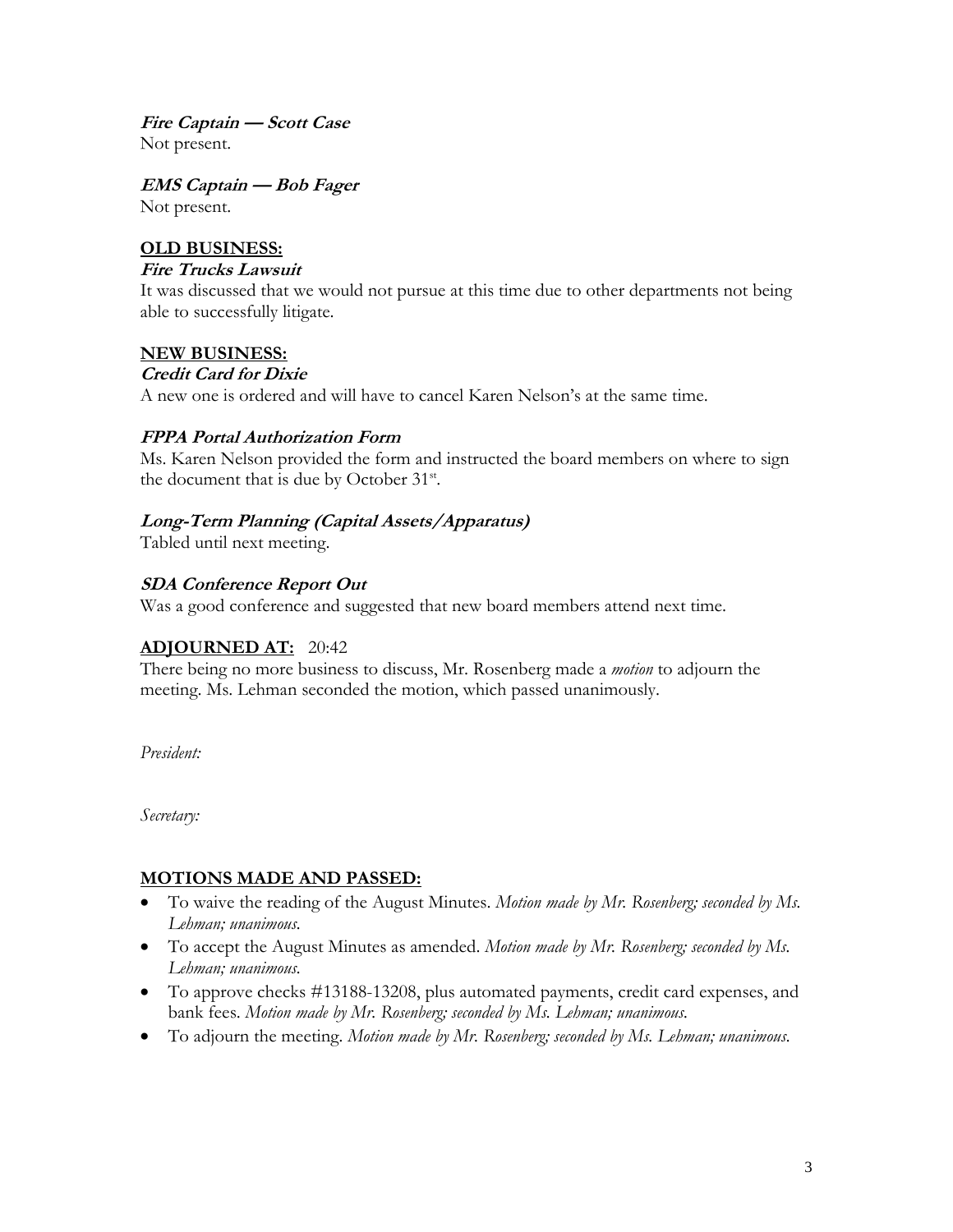***Fire Captain — Scott Case***
Not present.

***EMS Captain — Bob Fager***
Not present.

**OLD BUSINESS:**

***Fire Trucks Lawsuit***
It was discussed that we would not pursue at this time due to other departments not being able to successfully litigate.

**NEW BUSINESS:**

***Credit Card for Dixie***
A new one is ordered and will have to cancel Karen Nelson's at the same time.

***FPPA Portal Authorization Form***
Ms. Karen Nelson provided the form and instructed the board members on where to sign the document that is due by October 31st.

***Long-Term Planning (Capital Assets/Apparatus)***
Tabled until next meeting.

***SDA Conference Report Out***
Was a good conference and suggested that new board members attend next time.

**ADJOURNED AT:** 20:42
There being no more business to discuss, Mr. Rosenberg made a *motion* to adjourn the meeting. Ms. Lehman seconded the motion, which passed unanimously.

*President:*

*Secretary:*

**MOTIONS MADE AND PASSED:**

- To waive the reading of the August Minutes. *Motion made by Mr. Rosenberg; seconded by Ms. Lehman; unanimous.*
- To accept the August Minutes as amended. *Motion made by Mr. Rosenberg; seconded by Ms. Lehman; unanimous.*
- To approve checks #13188-13208, plus automated payments, credit card expenses, and bank fees. *Motion made by Mr. Rosenberg; seconded by Ms. Lehman; unanimous.*
- To adjourn the meeting. *Motion made by Mr. Rosenberg; seconded by Ms. Lehman; unanimous.*